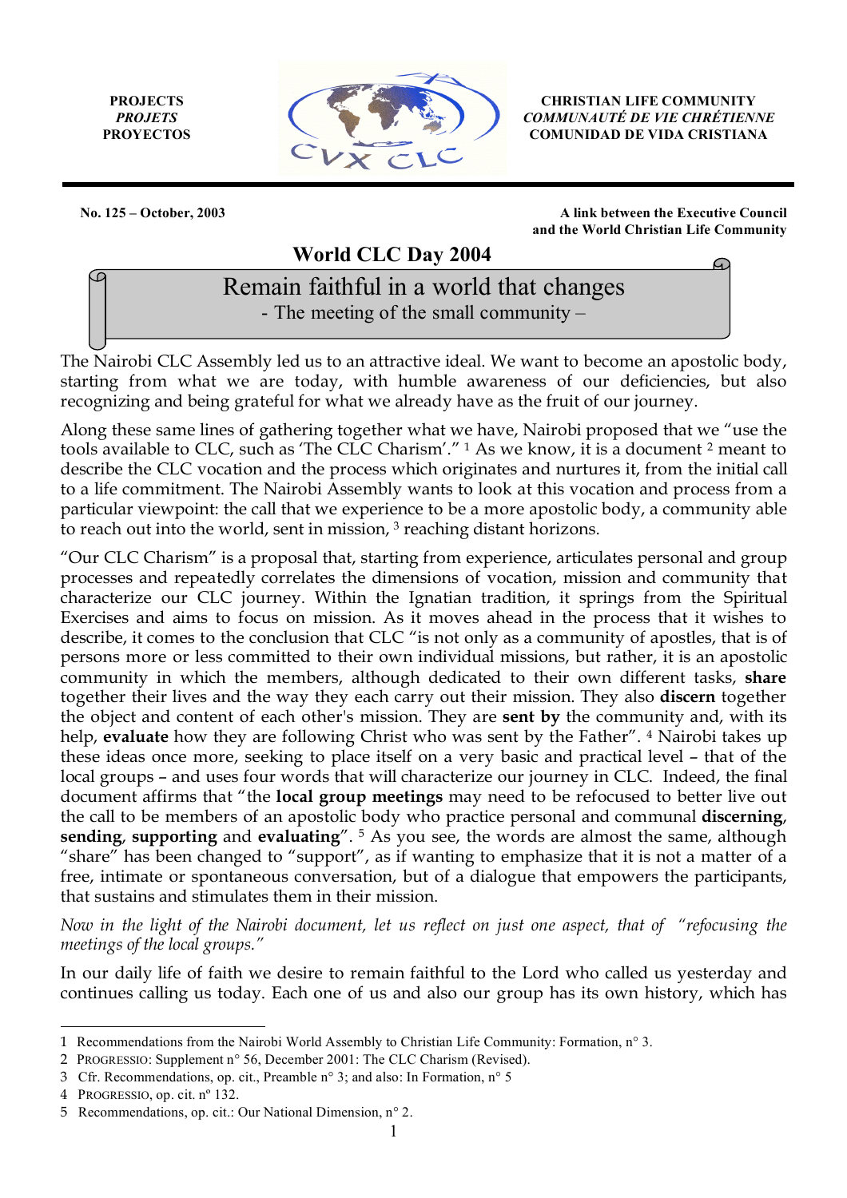**PROJECTS**
***PROJETS***
**PROYECTOS**

**CHRISTIAN LIFE COMMUNITY**
***COMMUNAUTÉ DE VIE CHRÉTIENNE***
**COMUNIDAD DE VIDA CRISTIANA**

**No. 125 – October, 2003**

**A link between the Executive Council and the World Christian Life Community**

# World CLC Day 2004

## Remain faithful in a world that changes

### - The meeting of the small community –

The Nairobi CLC Assembly led us to an attractive ideal. We want to become an apostolic body, starting from what we are today, with humble awareness of our deficiencies, but also recognizing and being grateful for what we already have as the fruit of our journey.

Along these same lines of gathering together what we have, Nairobi proposed that we "use the tools available to CLC, such as 'The CLC Charism'." [1] As we know, it is a document [2] meant to describe the CLC vocation and the process which originates and nurtures it, from the initial call to a life commitment. The Nairobi Assembly wants to look at this vocation and process from a particular viewpoint: the call that we experience to be a more apostolic body, a community able to reach out into the world, sent in mission, [3] reaching distant horizons.

"Our CLC Charism" is a proposal that, starting from experience, articulates personal and group processes and repeatedly correlates the dimensions of vocation, mission and community that characterize our CLC journey. Within the Ignatian tradition, it springs from the Spiritual Exercises and aims to focus on mission. As it moves ahead in the process that it wishes to describe, it comes to the conclusion that CLC "is not only as a community of apostles, that is of persons more or less committed to their own individual missions, but rather, it is an apostolic community in which the members, although dedicated to their own different tasks, **share** together their lives and the way they each carry out their mission. They also **discern** together the object and content of each other's mission. They are **sent by** the community and, with its help, **evaluate** how they are following Christ who was sent by the Father". [4] Nairobi takes up these ideas once more, seeking to place itself on a very basic and practical level – that of the local groups – and uses four words that will characterize our journey in CLC. Indeed, the final document affirms that "the **local group meetings** may need to be refocused to better live out the call to be members of an apostolic body who practice personal and communal **discerning**, **sending**, **supporting** and **evaluating**". [5] As you see, the words are almost the same, although "share" has been changed to "support", as if wanting to emphasize that it is not a matter of a free, intimate or spontaneous conversation, but of a dialogue that empowers the participants, that sustains and stimulates them in their mission.

*Now in the light of the Nairobi document, let us reflect on just one aspect, that of "refocusing the meetings of the local groups."*

In our daily life of faith we desire to remain faithful to the Lord who called us yesterday and continues calling us today. Each one of us and also our group has its own history, which has

---

1 Recommendations from the Nairobi World Assembly to Christian Life Community: Formation, n° 3.

2 PROGRESSIO: Supplement n° 56, December 2001: The CLC Charism (Revised).

3 Cfr. Recommendations, op. cit., Preamble n° 3; and also: In Formation, n° 5

4 PROGRESSIO, op. cit. nº 132.

5 Recommendations, op. cit.: Our National Dimension, n° 2.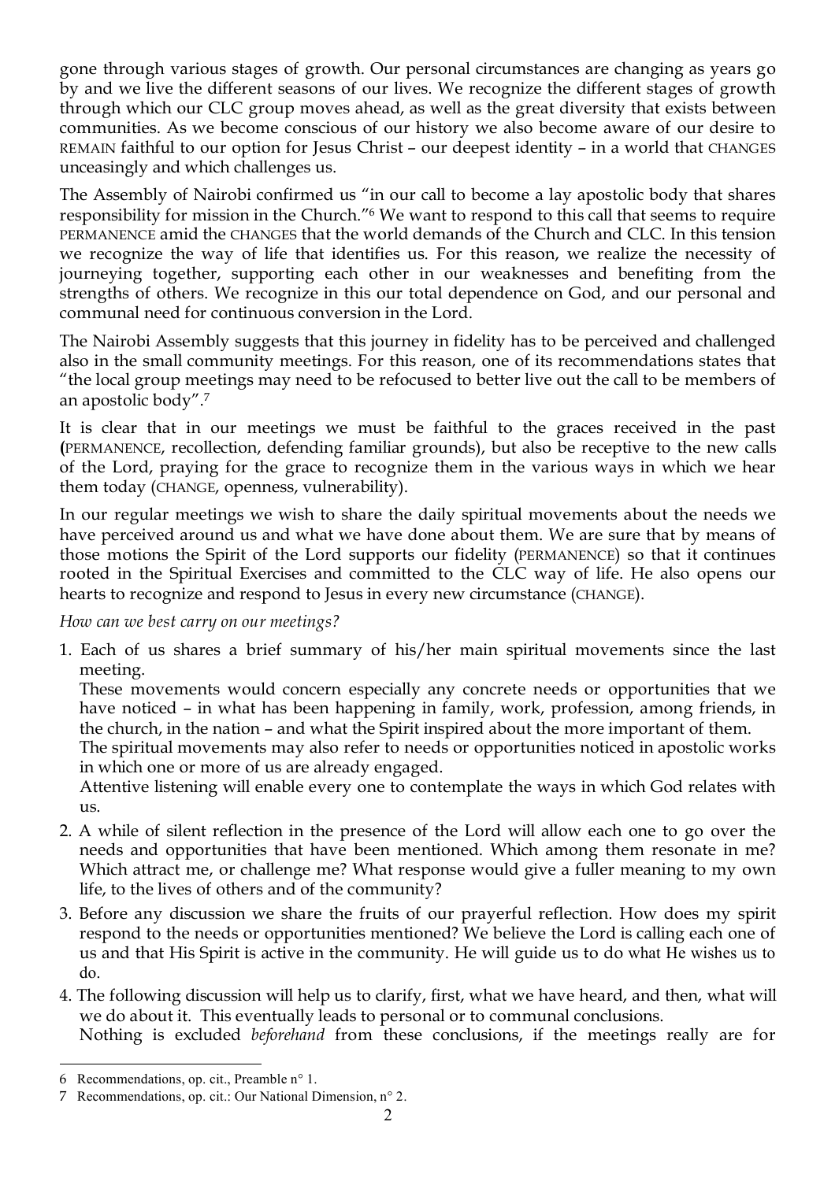gone through various stages of growth. Our personal circumstances are changing as years go by and we live the different seasons of our lives. We recognize the different stages of growth through which our CLC group moves ahead, as well as the great diversity that exists between communities. As we become conscious of our history we also become aware of our desire to REMAIN faithful to our option for Jesus Christ – our deepest identity – in a world that CHANGES unceasingly and which challenges us.

The Assembly of Nairobi confirmed us "in our call to become a lay apostolic body that shares responsibility for mission in the Church."[6] We want to respond to this call that seems to require PERMANENCE amid the CHANGES that the world demands of the Church and CLC. In this tension we recognize the way of life that identifies us. For this reason, we realize the necessity of journeying together, supporting each other in our weaknesses and benefiting from the strengths of others. We recognize in this our total dependence on God, and our personal and communal need for continuous conversion in the Lord.

The Nairobi Assembly suggests that this journey in fidelity has to be perceived and challenged also in the small community meetings. For this reason, one of its recommendations states that "the local group meetings may need to be refocused to better live out the call to be members of an apostolic body".[7]

It is clear that in our meetings we must be faithful to the graces received in the past (PERMANENCE, recollection, defending familiar grounds), but also be receptive to the new calls of the Lord, praying for the grace to recognize them in the various ways in which we hear them today (CHANGE, openness, vulnerability).

In our regular meetings we wish to share the daily spiritual movements about the needs we have perceived around us and what we have done about them. We are sure that by means of those motions the Spirit of the Lord supports our fidelity (PERMANENCE) so that it continues rooted in the Spiritual Exercises and committed to the CLC way of life. He also opens our hearts to recognize and respond to Jesus in every new circumstance (CHANGE).

*How can we best carry on our meetings?*

1. Each of us shares a brief summary of his/her main spiritual movements since the last meeting.
   These movements would concern especially any concrete needs or opportunities that we have noticed – in what has been happening in family, work, profession, among friends, in the church, in the nation – and what the Spirit inspired about the more important of them.
   The spiritual movements may also refer to needs or opportunities noticed in apostolic works in which one or more of us are already engaged.
   Attentive listening will enable every one to contemplate the ways in which God relates with us.
2. A while of silent reflection in the presence of the Lord will allow each one to go over the needs and opportunities that have been mentioned. Which among them resonate in me? Which attract me, or challenge me? What response would give a fuller meaning to my own life, to the lives of others and of the community?
3. Before any discussion we share the fruits of our prayerful reflection. How does my spirit respond to the needs or opportunities mentioned? We believe the Lord is calling each one of us and that His Spirit is active in the community. He will guide us to do what He wishes us to do.
4. The following discussion will help us to clarify, first, what we have heard, and then, what will we do about it. This eventually leads to personal or to communal conclusions.
   Nothing is excluded *beforehand* from these conclusions, if the meetings really are for

---

6 Recommendations, op. cit., Preamble n° 1.

7 Recommendations, op. cit.: Our National Dimension, n° 2.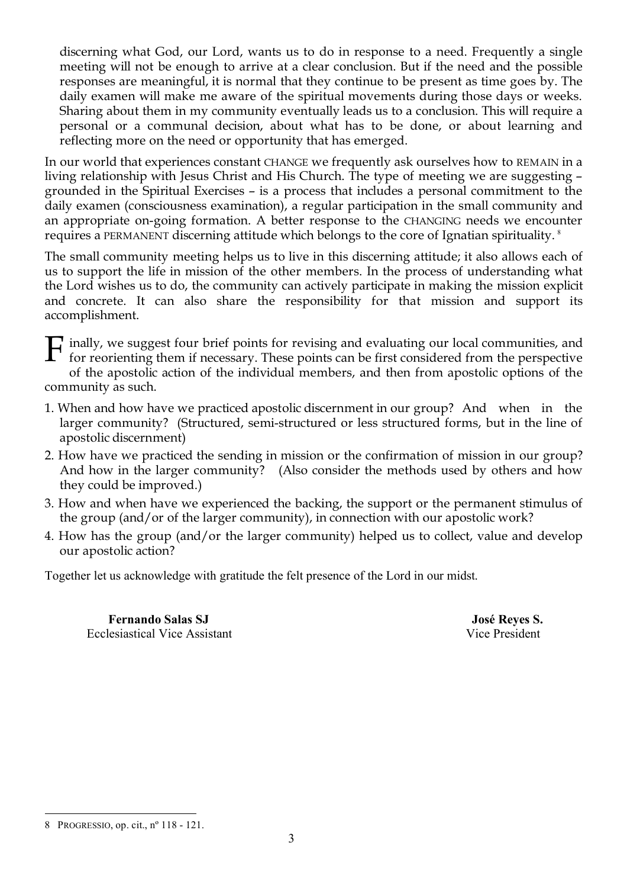discerning what God, our Lord, wants us to do in response to a need. Frequently a single meeting will not be enough to arrive at a clear conclusion. But if the need and the possible responses are meaningful, it is normal that they continue to be present as time goes by. The daily examen will make me aware of the spiritual movements during those days or weeks. Sharing about them in my community eventually leads us to a conclusion. This will require a personal or a communal decision, about what has to be done, or about learning and reflecting more on the need or opportunity that has emerged.

In our world that experiences constant CHANGE we frequently ask ourselves how to REMAIN in a living relationship with Jesus Christ and His Church. The type of meeting we are suggesting – grounded in the Spiritual Exercises – is a process that includes a personal commitment to the daily examen (consciousness examination), a regular participation in the small community and an appropriate on-going formation. A better response to the CHANGING needs we encounter requires a PERMANENT discerning attitude which belongs to the core of Ignatian spirituality. [8]

The small community meeting helps us to live in this discerning attitude; it also allows each of us to support the life in mission of the other members. In the process of understanding what the Lord wishes us to do, the community can actively participate in making the mission explicit and concrete. It can also share the responsibility for that mission and support its accomplishment.

Finally, we suggest four brief points for revising and evaluating our local communities, and for reorienting them if necessary. These points can be first considered from the perspective of the apostolic action of the individual members, and then from apostolic options of the community as such.

1. When and how have we practiced apostolic discernment in our group? And when in the larger community? (Structured, semi-structured or less structured forms, but in the line of apostolic discernment)
2. How have we practiced the sending in mission or the confirmation of mission in our group? And how in the larger community? (Also consider the methods used by others and how they could be improved.)
3. How and when have we experienced the backing, the support or the permanent stimulus of the group (and/or of the larger community), in connection with our apostolic work?
4. How has the group (and/or the larger community) helped us to collect, value and develop our apostolic action?

Together let us acknowledge with gratitude the felt presence of the Lord in our midst.

**Fernando Salas SJ**
Ecclesiastical Vice Assistant

**José Reyes S.**
Vice President

---

8 PROGRESSIO, op. cit., nº 118 - 121.